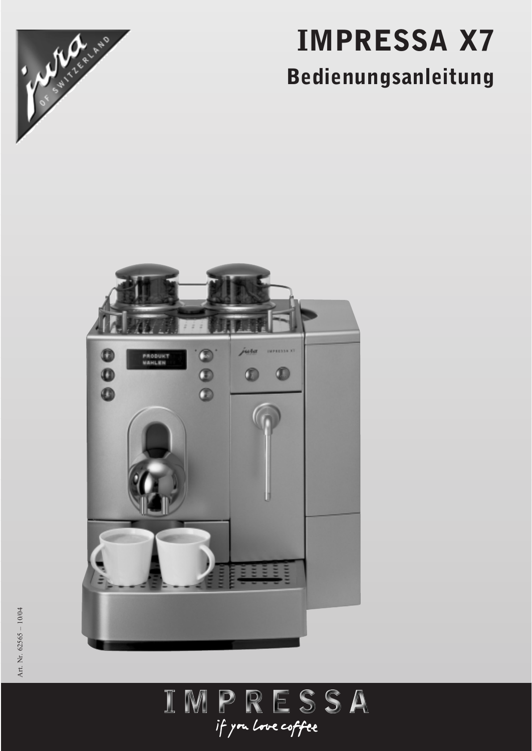# IMPRESSA X7

## Bedienungsanleitung

Art. Nr. 62565 – 10/04

IMPRESSA

*if you love coffee*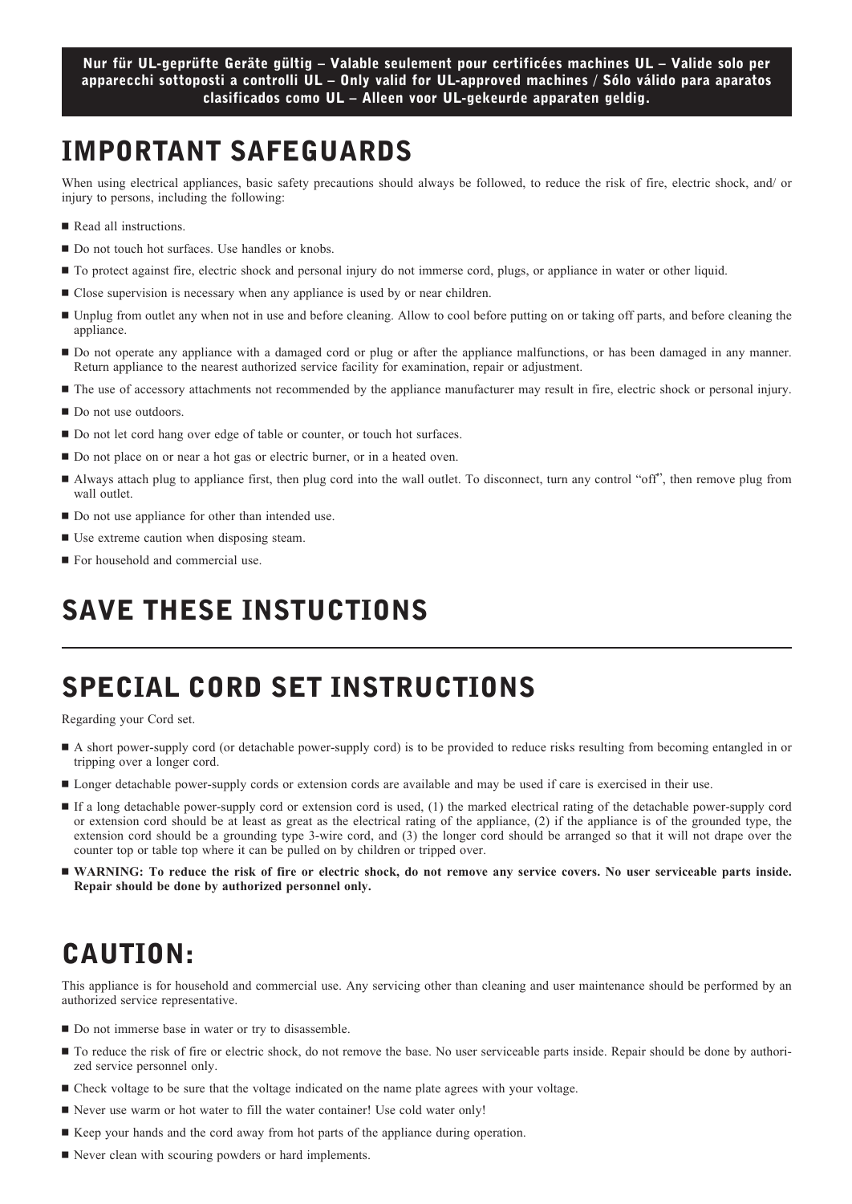**Nur für UL-geprüfte Geräte gültig – Valable seulement pour certificées machines UL – Valide solo per apparecchi sottoposti a controlli UL – Only valid for UL-approved machines / Sólo válido para aparatos clasificados como UL – Alleen voor UL-gekeurde apparaten geldig.**

# IMPORTANT SAFEGUARDS

When using electrical appliances, basic safety precautions should always be followed, to reduce the risk of fire, electric shock, and/ or injury to persons, including the following:

- Read all instructions.
- Do not touch hot surfaces. Use handles or knobs.
- To protect against fire, electric shock and personal injury do not immerse cord, plugs, or appliance in water or other liquid.
- Close supervision is necessary when any appliance is used by or near children.
- Unplug from outlet any when not in use and before cleaning. Allow to cool before putting on or taking off parts, and before cleaning the appliance.
- Do not operate any appliance with a damaged cord or plug or after the appliance malfunctions, or has been damaged in any manner. Return appliance to the nearest authorized service facility for examination, repair or adjustment.
- The use of accessory attachments not recommended by the appliance manufacturer may result in fire, electric shock or personal injury.
- Do not use outdoors.
- Do not let cord hang over edge of table or counter, or touch hot surfaces.
- Do not place on or near a hot gas or electric burner, or in a heated oven.
- Always attach plug to appliance first, then plug cord into the wall outlet. To disconnect, turn any control "off", then remove plug from wall outlet.
- Do not use appliance for other than intended use.
- Use extreme caution when disposing steam.
- For household and commercial use.

# SAVE THESE INSTUCTIONS

---

# SPECIAL CORD SET INSTRUCTIONS

Regarding your Cord set.

- A short power-supply cord (or detachable power-supply cord) is to be provided to reduce risks resulting from becoming entangled in or tripping over a longer cord.
- Longer detachable power-supply cords or extension cords are available and may be used if care is exercised in their use.
- If a long detachable power-supply cord or extension cord is used, (1) the marked electrical rating of the detachable power-supply cord or extension cord should be at least as great as the electrical rating of the appliance, (2) if the appliance is of the grounded type, the extension cord should be a grounding type 3-wire cord, and (3) the longer cord should be arranged so that it will not drape over the counter top or table top where it can be pulled on by children or tripped over.
- **WARNING: To reduce the risk of fire or electric shock, do not remove any service covers. No user serviceable parts inside. Repair should be done by authorized personnel only.**

# CAUTION:

This appliance is for household and commercial use. Any servicing other than cleaning and user maintenance should be performed by an authorized service representative.

- Do not immerse base in water or try to disassemble.
- To reduce the risk of fire or electric shock, do not remove the base. No user serviceable parts inside. Repair should be done by authorized service personnel only.
- Check voltage to be sure that the voltage indicated on the name plate agrees with your voltage.
- Never use warm or hot water to fill the water container! Use cold water only!
- Keep your hands and the cord away from hot parts of the appliance during operation.
- Never clean with scouring powders or hard implements.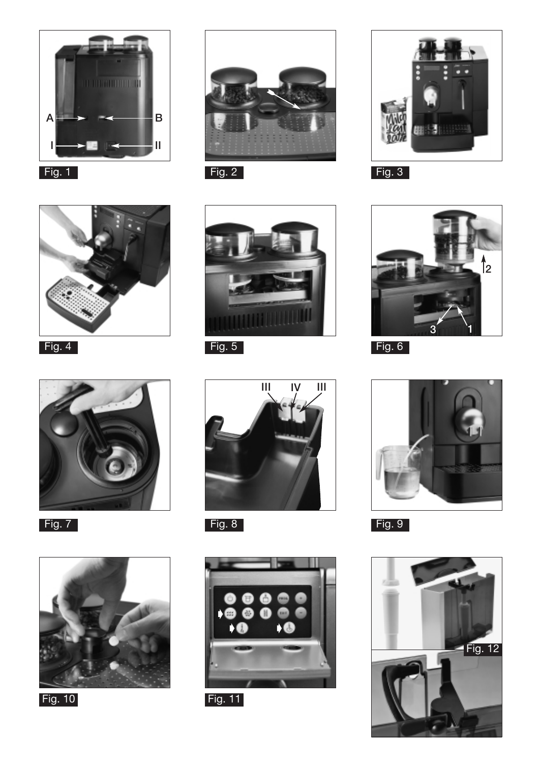Fig. 1

Fig. 2

Fig. 3

Fig. 4

Fig. 5

Fig. 6

Fig. 7

Fig. 8

Fig. 9

Fig. 10

Fig. 11

Fig. 12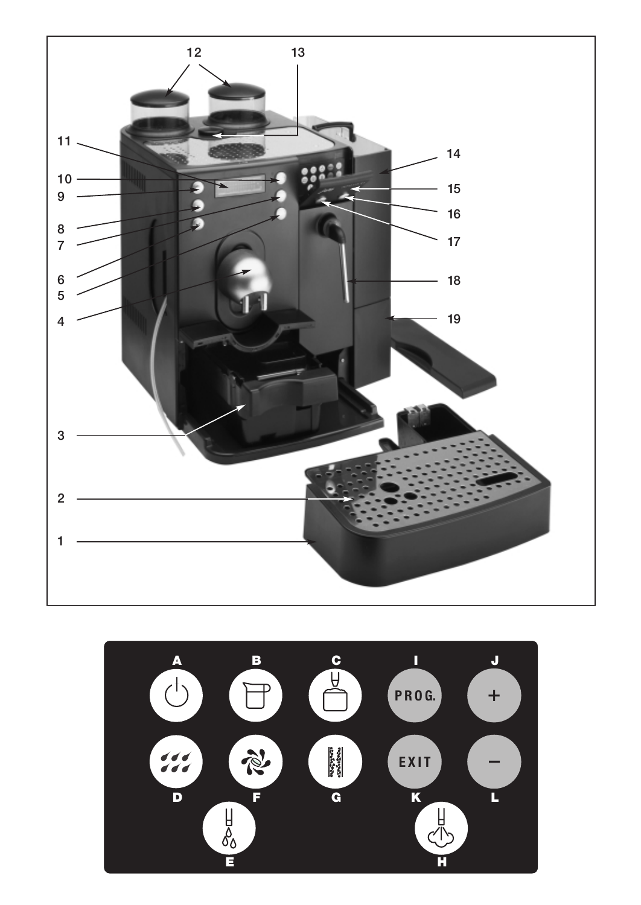12 13

11 10 9 8 7 6 5 4 3 2 1

14 15 16 17 18 19

| A | B | C | I | J |
|---|---|---|---|---|
|  |  |  | PROG. | + |
| D | F | G | K | L |
|  |  |  | EXIT | – |
| E |  |  |  | H |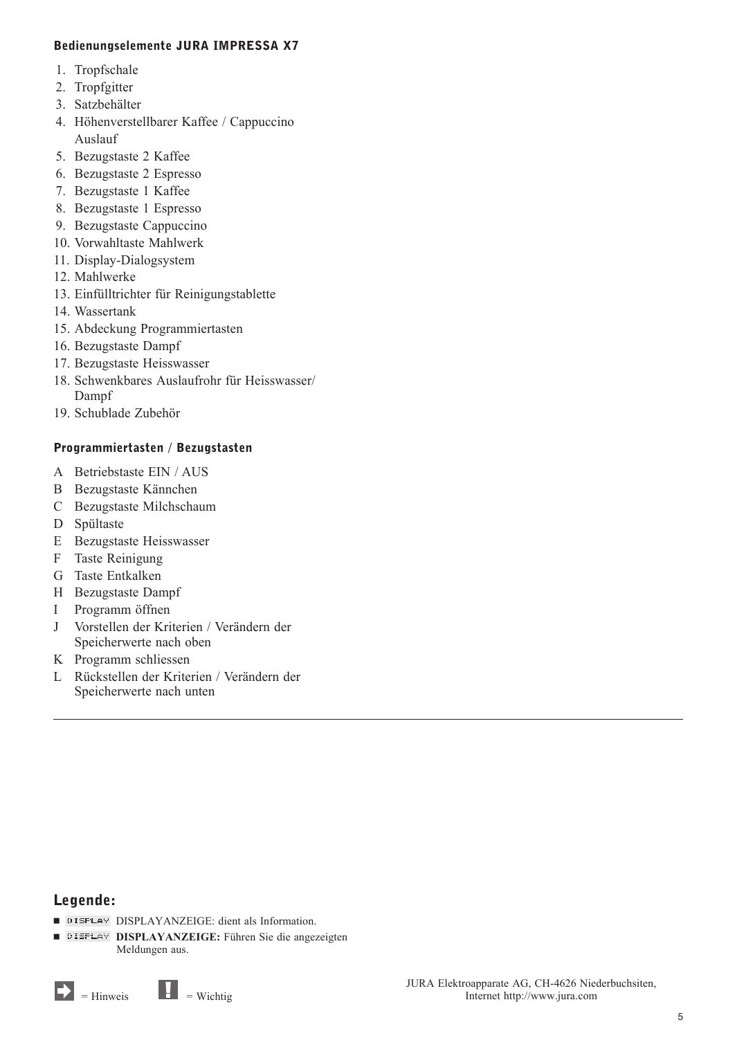### Bedienungselemente JURA IMPRESSA X7

1. Tropfschale
2. Tropfgitter
3. Satzbehälter
4. Höhenverstellbarer Kaffee / Cappuccino Auslauf
5. Bezugstaste 2 Kaffee
6. Bezugstaste 2 Espresso
7. Bezugstaste 1 Kaffee
8. Bezugstaste 1 Espresso
9. Bezugstaste Cappuccino
10. Vorwahltaste Mahlwerk
11. Display-Dialogsystem
12. Mahlwerke
13. Einfülltrichter für Reinigungstablette
14. Wassertank
15. Abdeckung Programmiertasten
16. Bezugstaste Dampf
17. Bezugstaste Heisswasser
18. Schwenkbares Auslaufrohr für Heisswasser/ Dampf
19. Schublade Zubehör

### Programmiertasten / Bezugstasten

- A Betriebstaste EIN / AUS
- B Bezugstaste Kännchen
- C Bezugstaste Milchschaum
- D Spültaste
- E Bezugstaste Heisswasser
- F Taste Reinigung
- G Taste Entkalken
- H Bezugstaste Dampf
- I Programm öffnen
- J Vorstellen der Kriterien / Verändern der Speicherwerte nach oben
- K Programm schliessen
- L Rückstellen der Kriterien / Verändern der Speicherwerte nach unten

---

## Legende:

- DISPLAY DISPLAYANZEIGE: dient als Information.
- DISPLAY **DISPLAYANZEIGE:** Führen Sie die angezeigten Meldungen aus.

= Hinweis    = Wichtig

JURA Elektroapparate AG, CH-4626 Niederbuchsiten, Internet http://www.jura.com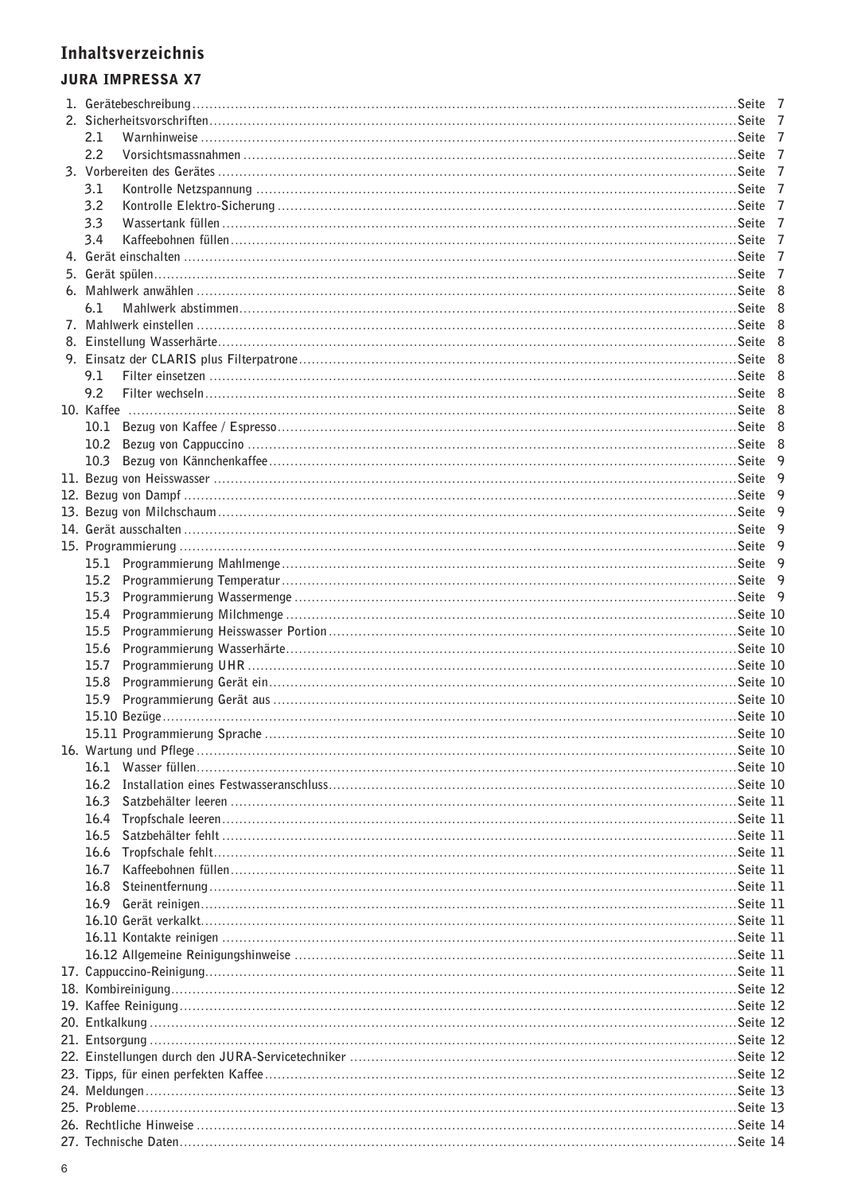# Inhaltsverzeichnis

## JURA IMPRESSA X7

1. Gerätebeschreibung ... Seite 7
2. Sicherheitsvorschriften ... Seite 7
   - 2.1 Warnhinweise ... Seite 7
   - 2.2 Vorsichtsmassnahmen ... Seite 7
3. Vorbereiten des Gerätes ... Seite 7
   - 3.1 Kontrolle Netzspannung ... Seite 7
   - 3.2 Kontrolle Elektro-Sicherung ... Seite 7
   - 3.3 Wassertank füllen ... Seite 7
   - 3.4 Kaffeebohnen füllen ... Seite 7
4. Gerät einschalten ... Seite 7
5. Gerät spülen ... Seite 7
6. Mahlwerk anwählen ... Seite 8
   - 6.1 Mahlwerk abstimmen ... Seite 8
7. Mahlwerk einstellen ... Seite 8
8. Einstellung Wasserhärte ... Seite 8
9. Einsatz der CLARIS plus Filterpatrone ... Seite 8
   - 9.1 Filter einsetzen ... Seite 8
   - 9.2 Filter wechseln ... Seite 8
10. Kaffee ... Seite 8
    - 10.1 Bezug von Kaffee / Espresso ... Seite 8
    - 10.2 Bezug von Cappuccino ... Seite 8
    - 10.3 Bezug von Kännchenkaffee ... Seite 9
11. Bezug von Heisswasser ... Seite 9
12. Bezug von Dampf ... Seite 9
13. Bezug von Milchschaum ... Seite 9
14. Gerät ausschalten ... Seite 9
15. Programmierung ... Seite 9
    - 15.1 Programmierung Mahlmenge ... Seite 9
    - 15.2 Programmierung Temperatur ... Seite 9
    - 15.3 Programmierung Wassermenge ... Seite 9
    - 15.4 Programmierung Milchmenge ... Seite 10
    - 15.5 Programmierung Heisswasser Portion ... Seite 10
    - 15.6 Programmierung Wasserhärte ... Seite 10
    - 15.7 Programmierung UHR ... Seite 10
    - 15.8 Programmierung Gerät ein ... Seite 10
    - 15.9 Programmierung Gerät aus ... Seite 10
    - 15.10 Bezüge ... Seite 10
    - 15.11 Programmierung Sprache ... Seite 10
16. Wartung und Pflege ... Seite 10
    - 16.1 Wasser füllen ... Seite 10
    - 16.2 Installation eines Festwasseranschluss ... Seite 10
    - 16.3 Satzbehälter leeren ... Seite 11
    - 16.4 Tropfschale leeren ... Seite 11
    - 16.5 Satzbehälter fehlt ... Seite 11
    - 16.6 Tropfschale fehlt ... Seite 11
    - 16.7 Kaffeebohnen füllen ... Seite 11
    - 16.8 Steinentfernung ... Seite 11
    - 16.9 Gerät reinigen ... Seite 11
    - 16.10 Gerät verkalkt ... Seite 11
    - 16.11 Kontakte reinigen ... Seite 11
    - 16.12 Allgemeine Reinigungshinweise ... Seite 11
17. Cappuccino-Reinigung ... Seite 11
18. Kombireinigung ... Seite 12
19. Kaffee Reinigung ... Seite 12
20. Entkalkung ... Seite 12
21. Entsorgung ... Seite 12
22. Einstellungen durch den JURA-Servicetechniker ... Seite 12
23. Tipps, für einen perfekten Kaffee ... Seite 12
24. Meldungen ... Seite 13
25. Probleme ... Seite 13
26. Rechtliche Hinweise ... Seite 14
27. Technische Daten ... Seite 14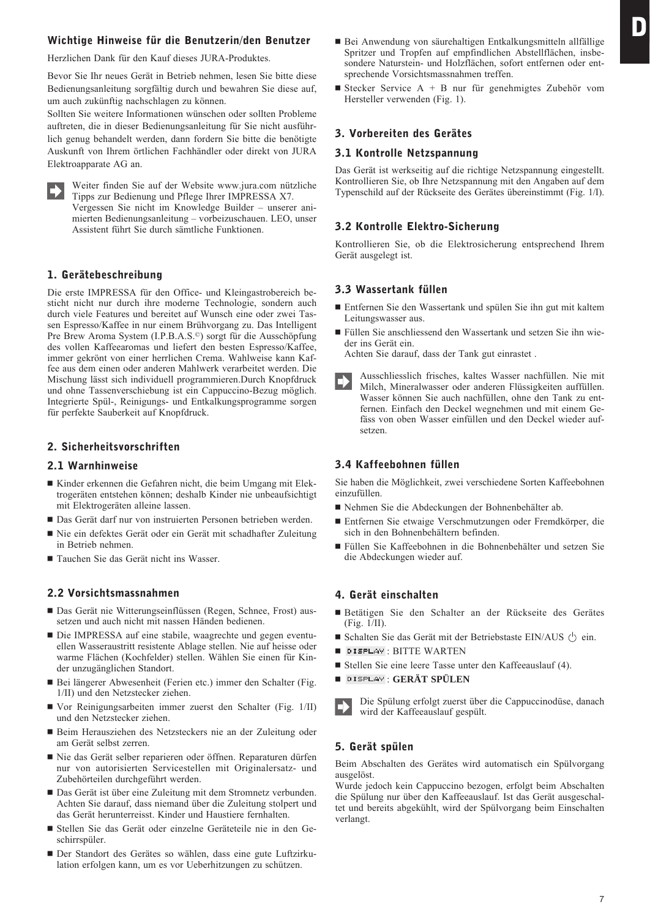## Wichtige Hinweise für die Benutzerin/den Benutzer

Herzlichen Dank für den Kauf dieses JURA-Produktes.

Bevor Sie Ihr neues Gerät in Betrieb nehmen, lesen Sie bitte diese Bedienungsanleitung sorgfältig durch und bewahren Sie diese auf, um auch zukünftig nachschlagen zu können.

Sollten Sie weitere Informationen wünschen oder sollten Probleme auftreten, die in dieser Bedienungsanleitung für Sie nicht ausführlich genug behandelt werden, dann fordern Sie bitte die benötigte Auskunft von Ihrem örtlichen Fachhändler oder direkt von JURA Elektroapparate AG an.

Weiter finden Sie auf der Website www.jura.com nützliche Tipps zur Bedienung und Pflege Ihrer IMPRESSA X7. Vergessen Sie nicht im Knowledge Builder – unserer animierten Bedienungsanleitung – vorbeizuschauen. LEO, unser Assistent führt Sie durch sämtliche Funktionen.

## 1. Gerätebeschreibung

Die erste IMPRESSA für den Office- und Kleingastrobereich besticht nicht nur durch ihre moderne Technologie, sondern auch durch viele Features und bereitet auf Wunsch eine oder zwei Tassen Espresso/Kaffee in nur einem Brühvorgang zu. Das Intelligent Pre Brew Aroma System (I.P.B.A.S.©) sorgt für die Ausschöpfung des vollen Kaffeearomas und liefert den besten Espresso/Kaffee, immer gekrönt von einer herrlichen Crema. Wahlweise kann Kaffee aus dem einen oder anderen Mahlwerk verarbeitet werden. Die Mischung lässt sich individuell programmieren.Durch Knopfdruck und ohne Tassenverschiebung ist ein Cappuccino-Bezug möglich. Integrierte Spül-, Reinigungs- und Entkalkungsprogramme sorgen für perfekte Sauberkeit auf Knopfdruck.

## 2. Sicherheitsvorschriften

### 2.1 Warnhinweise

- Kinder erkennen die Gefahren nicht, die beim Umgang mit Elektrogeräten entstehen können; deshalb Kinder nie unbeaufsichtigt mit Elektrogeräten alleine lassen.
- Das Gerät darf nur von instruierten Personen betrieben werden.
- Nie ein defektes Gerät oder ein Gerät mit schadhafter Zuleitung in Betrieb nehmen.
- Tauchen Sie das Gerät nicht ins Wasser.

### 2.2 Vorsichtsmassnahmen

- Das Gerät nie Witterungseinflüssen (Regen, Schnee, Frost) aussetzen und auch nicht mit nassen Händen bedienen.
- Die IMPRESSA auf eine stabile, waagrechte und gegen eventuellen Wasseraustritt resistente Ablage stellen. Nie auf heisse oder warme Flächen (Kochfelder) stellen. Wählen Sie einen für Kinder unzugänglichen Standort.
- Bei längerer Abwesenheit (Ferien etc.) immer den Schalter (Fig. 1/II) und den Netzstecker ziehen.
- Vor Reinigungsarbeiten immer zuerst den Schalter (Fig. 1/II) und den Netzstecker ziehen.
- Beim Herausziehen des Netzsteckers nie an der Zuleitung oder am Gerät selbst zerren.
- Nie das Gerät selber reparieren oder öffnen. Reparaturen dürfen nur von autorisierten Servicestellen mit Originalersatz- und Zubehörteilen durchgeführt werden.
- Das Gerät ist über eine Zuleitung mit dem Stromnetz verbunden. Achten Sie darauf, dass niemand über die Zuleitung stolpert und das Gerät herunterreisst. Kinder und Haustiere fernhalten.
- Stellen Sie das Gerät oder einzelne Geräteteile nie in den Geschirrspüler.
- Der Standort des Gerätes so wählen, dass eine gute Luftzirkulation erfolgen kann, um es vor Ueberhitzungen zu schützen.
- Bei Anwendung von säurehaltigen Entkalkungsmitteln allfällige Spritzer und Tropfen auf empfindlichen Abstellflächen, insbesondere Naturstein- und Holzflächen, sofort entfernen oder entsprechende Vorsichtsmassnahmen treffen.
- Stecker Service A + B nur für genehmigtes Zubehör vom Hersteller verwenden (Fig. 1).

## 3. Vorbereiten des Gerätes

### 3.1 Kontrolle Netzspannung

Das Gerät ist werkseitig auf die richtige Netzspannung eingestellt. Kontrollieren Sie, ob Ihre Netzspannung mit den Angaben auf dem Typenschild auf der Rückseite des Gerätes übereinstimmt (Fig. 1/I).

### 3.2 Kontrolle Elektro-Sicherung

Kontrollieren Sie, ob die Elektrosicherung entsprechend Ihrem Gerät ausgelegt ist.

### 3.3 Wassertank füllen

- Entfernen Sie den Wassertank und spülen Sie ihn gut mit kaltem Leitungswasser aus.
- Füllen Sie anschliessend den Wassertank und setzen Sie ihn wieder ins Gerät ein.
  Achten Sie darauf, dass der Tank gut einrastet .

Ausschliesslich frisches, kaltes Wasser nachfüllen. Nie mit Milch, Mineralwasser oder anderen Flüssigkeiten auffüllen. Wasser können Sie auch nachfüllen, ohne den Tank zu entfernen. Einfach den Deckel wegnehmen und mit einem Gefäss von oben Wasser einfüllen und den Deckel wieder aufsetzen.

### 3.4 Kaffeebohnen füllen

Sie haben die Möglichkeit, zwei verschiedene Sorten Kaffeebohnen einzufüllen.

- Nehmen Sie die Abdeckungen der Bohnenbehälter ab.
- Entfernen Sie etwaige Verschmutzungen oder Fremdkörper, die sich in den Bohnenbehältern befinden.
- Füllen Sie Kaffeebohnen in die Bohnenbehälter und setzen Sie die Abdeckungen wieder auf.

## 4. Gerät einschalten

- Betätigen Sie den Schalter an der Rückseite des Gerätes (Fig. 1/II).
- Schalten Sie das Gerät mit der Betriebstaste EIN/AUS ⏻ ein.
- DISPLAY : BITTE WARTEN
- Stellen Sie eine leere Tasse unter den Kaffeeauslauf (4).
- DISPLAY : **GERÄT SPÜLEN**

Die Spülung erfolgt zuerst über die Cappuccinodüse, danach wird der Kaffeeauslauf gespült.

## 5. Gerät spülen

Beim Abschalten des Gerätes wird automatisch ein Spülvorgang ausgelöst.
Wurde jedoch kein Cappuccino bezogen, erfolgt beim Abschalten die Spülung nur über den Kaffeeauslauf. Ist das Gerät ausgeschaltet und bereits abgekühlt, wird der Spülvorgang beim Einschalten verlangt.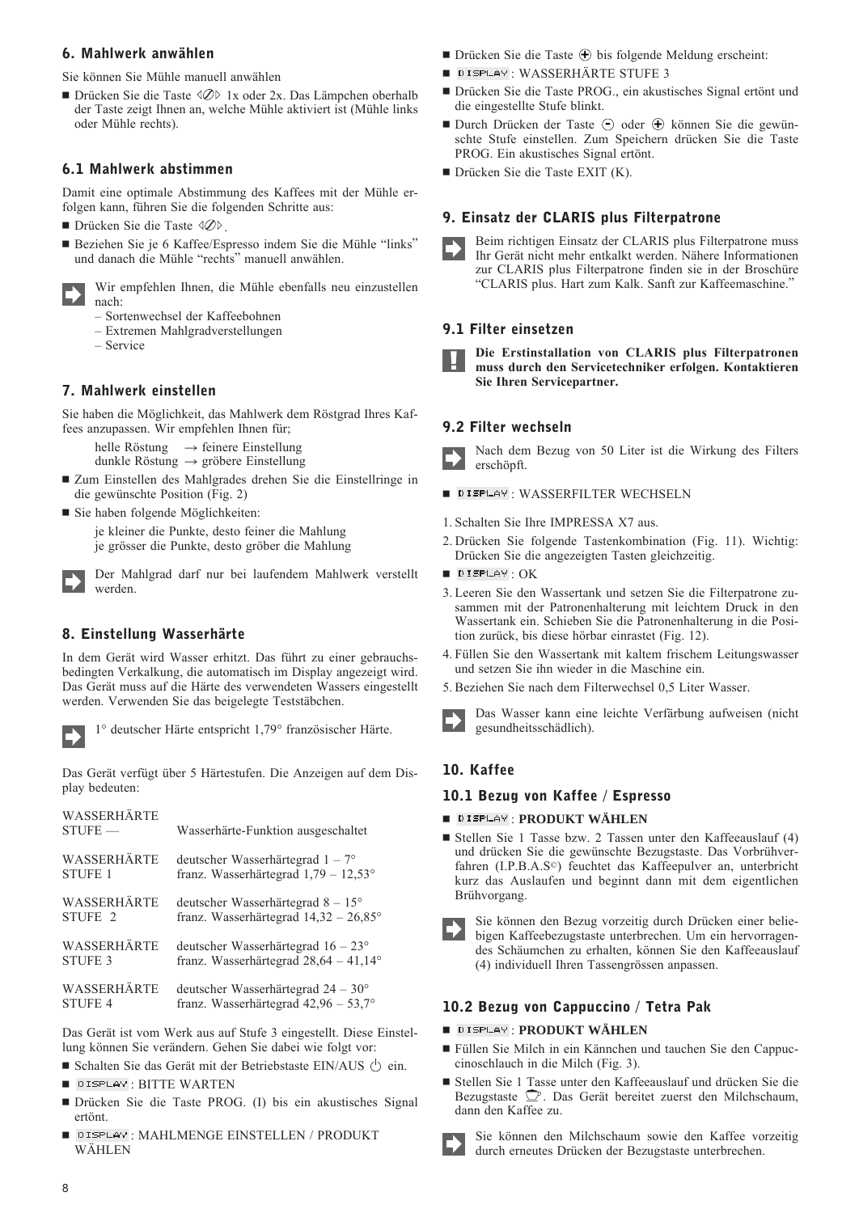## 6. Mahlwerk anwählen

Sie können Sie Mühle manuell anwählen

- Drücken Sie die Taste ⊘ 1x oder 2x. Das Lämpchen oberhalb der Taste zeigt Ihnen an, welche Mühle aktiviert ist (Mühle links oder Mühle rechts).

## 6.1 Mahlwerk abstimmen

Damit eine optimale Abstimmung des Kaffees mit der Mühle erfolgen kann, führen Sie die folgenden Schritte aus:

- Drücken Sie die Taste ⊘.
- Beziehen Sie je 6 Kaffee/Espresso indem Sie die Mühle "links" und danach die Mühle "rechts" manuell anwählen.

Wir empfehlen Ihnen, die Mühle ebenfalls neu einzustellen nach:
- Sortenwechsel der Kaffeebohnen
- Extremen Mahlgradverstellungen
- Service

## 7. Mahlwerk einstellen

Sie haben die Möglichkeit, das Mahlwerk dem Röstgrad Ihres Kaffees anzupassen. Wir empfehlen Ihnen für;

helle Röstung → feinere Einstellung
dunkle Röstung → gröbere Einstellung

- Zum Einstellen des Mahlgrades drehen Sie die Einstellringe in die gewünschte Position (Fig. 2)
- Sie haben folgende Möglichkeiten:

je kleiner die Punkte, desto feiner die Mahlung
je grösser die Punkte, desto gröber die Mahlung

Der Mahlgrad darf nur bei laufendem Mahlwerk verstellt werden.

## 8. Einstellung Wasserhärte

In dem Gerät wird Wasser erhitzt. Das führt zu einer gebrauchsbedingten Verkalkung, die automatisch im Display angezeigt wird. Das Gerät muss auf die Härte des verwendeten Wassers eingestellt werden. Verwenden Sie das beigelegte Teststäbchen.

1° deutscher Härte entspricht 1,79° französischer Härte.

Das Gerät verfügt über 5 Härtestufen. Die Anzeigen auf dem Display bedeuten:

| | |
|---|---|
| WASSERHÄRTE STUFE — | Wasserhärte-Funktion ausgeschaltet |
| WASSERHÄRTE STUFE 1 | deutscher Wasserhärtegrad 1 – 7°<br>franz. Wasserhärtegrad 1,79 – 12,53° |
| WASSERHÄRTE STUFE 2 | deutscher Wasserhärtegrad 8 – 15°<br>franz. Wasserhärtegrad 14,32 – 26,85° |
| WASSERHÄRTE STUFE 3 | deutscher Wasserhärtegrad 16 – 23°<br>franz. Wasserhärtegrad 28,64 – 41,14° |
| WASSERHÄRTE STUFE 4 | deutscher Wasserhärtegrad 24 – 30°<br>franz. Wasserhärtegrad 42,96 – 53,7° |

Das Gerät ist vom Werk aus auf Stufe 3 eingestellt. Diese Einstellung können Sie verändern. Gehen Sie dabei wie folgt vor:

- Schalten Sie das Gerät mit der Betriebstaste EIN/AUS ⏻ ein.
- DISPLAY: BITTE WARTEN
- Drücken Sie die Taste PROG. (I) bis ein akustisches Signal ertönt.
- DISPLAY: MAHLMENGE EINSTELLEN / PRODUKT WÄHLEN
- Drücken Sie die Taste ⊕ bis folgende Meldung erscheint:
- DISPLAY: WASSERHÄRTE STUFE 3
- Drücken Sie die Taste PROG., ein akustisches Signal ertönt und die eingestellte Stufe blinkt.
- Durch Drücken der Taste ⊖ oder ⊕ können Sie die gewünschte Stufe einstellen. Zum Speichern drücken Sie die Taste PROG. Ein akustisches Signal ertönt.
- Drücken Sie die Taste EXIT (K).

## 9. Einsatz der CLARIS plus Filterpatrone

Beim richtigen Einsatz der CLARIS plus Filterpatrone muss Ihr Gerät nicht mehr entkalkt werden. Nähere Informationen zur CLARIS plus Filterpatrone finden sie in der Broschüre "CLARIS plus. Hart zum Kalk. Sanft zur Kaffeemaschine."

## 9.1 Filter einsetzen

**Die Erstinstallation von CLARIS plus Filterpatronen muss durch den Servicetechniker erfolgen. Kontaktieren Sie Ihren Servicepartner.**

## 9.2 Filter wechseln

Nach dem Bezug von 50 Liter ist die Wirkung des Filters erschöpft.

- DISPLAY: WASSERFILTER WECHSELN

1. Schalten Sie Ihre IMPRESSA X7 aus.
2. Drücken Sie folgende Tastenkombination (Fig. 11). Wichtig: Drücken Sie die angezeigten Tasten gleichzeitig.
   - DISPLAY: OK
3. Leeren Sie den Wassertank und setzen Sie die Filterpatrone zusammen mit der Patronenhalterung mit leichtem Druck in den Wassertank ein. Schieben Sie die Patronenhalterung in die Position zurück, bis diese hörbar einrastet (Fig. 12).
4. Füllen Sie den Wassertank mit kaltem frischem Leitungswasser und setzen Sie ihn wieder in die Maschine ein.
5. Beziehen Sie nach dem Filterwechsel 0,5 Liter Wasser.

Das Wasser kann eine leichte Verfärbung aufweisen (nicht gesundheitsschädlich).

## 10. Kaffee

## 10.1 Bezug von Kaffee / Espresso

- DISPLAY: **PRODUKT WÄHLEN**
- Stellen Sie 1 Tasse bzw. 2 Tassen unter den Kaffeeauslauf (4) und drücken Sie die gewünschte Bezugstaste. Das Vorbrühverfahren (I.P.B.A.S©) feuchtet das Kaffeepulver an, unterbricht kurz das Auslaufen und beginnt dann mit dem eigentlichen Brühvorgang.

Sie können den Bezug vorzeitig durch Drücken einer beliebigen Kaffeebezugstaste unterbrechen. Um ein hervorragendes Schäumchen zu erhalten, können Sie den Kaffeeauslauf (4) individuell Ihren Tassengrössen anpassen.

## 10.2 Bezug von Cappuccino / Tetra Pak

- DISPLAY: **PRODUKT WÄHLEN**
- Füllen Sie Milch in ein Kännchen und tauchen Sie den Cappuccinoschlauch in die Milch (Fig. 3).
- Stellen Sie 1 Tasse unter den Kaffeeauslauf und drücken Sie die Bezugstaste ☕. Das Gerät bereitet zuerst den Milchschaum, dann den Kaffee zu.

Sie können den Milchschaum sowie den Kaffee vorzeitig durch erneutes Drücken der Bezugstaste unterbrechen.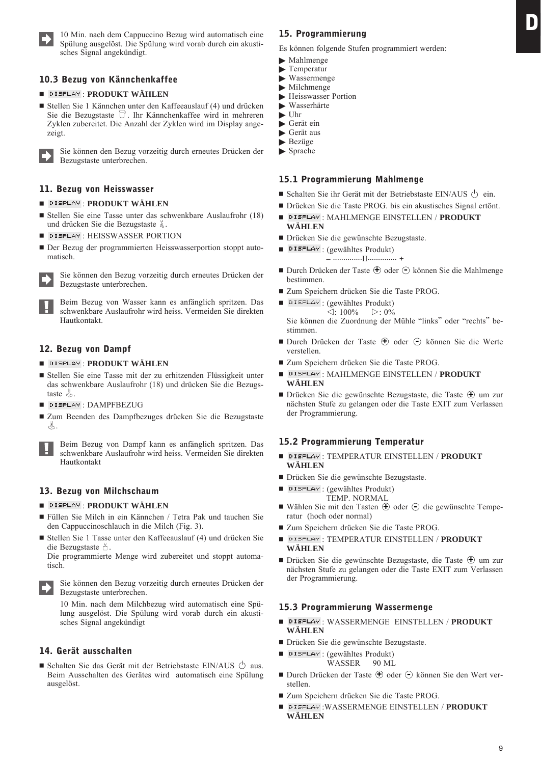10 Min. nach dem Cappuccino Bezug wird automatisch eine Spülung ausgelöst. Die Spülung wird vorab durch ein akustisches Signal angekündigt.

### 10.3 Bezug von Kännchenkaffee

- DISPLAY: **PRODUKT WÄHLEN**
- Stellen Sie 1 Kännchen unter den Kaffeeauslauf (4) und drücken Sie die Bezugstaste. Ihr Kännchenkaffee wird in mehreren Zyklen zubereitet. Die Anzahl der Zyklen wird im Display angezeigt.

Sie können den Bezug vorzeitig durch erneutes Drücken der Bezugstaste unterbrechen.

## 11. Bezug von Heisswasser

- DISPLAY: **PRODUKT WÄHLEN**
- Stellen Sie eine Tasse unter das schwenkbare Auslaufrohr (18) und drücken Sie die Bezugstaste.
- DISPLAY: HEISSWASSER PORTION
- Der Bezug der programmierten Heisswasserportion stoppt automatisch.

Sie können den Bezug vorzeitig durch erneutes Drücken der Bezugstaste unterbrechen.

Beim Bezug von Wasser kann es anfänglich spritzen. Das schwenkbare Auslaufrohr wird heiss. Vermeiden Sie direkten Hautkontakt.

## 12. Bezug von Dampf

- DISPLAY: **PRODUKT WÄHLEN**
- Stellen Sie eine Tasse mit der zu erhitzenden Flüssigkeit unter das schwenkbare Auslaufrohr (18) und drücken Sie die Bezugstaste.
- DISPLAY: DAMPFBEZUG
- Zum Beenden des Dampfbezuges drücken Sie die Bezugstaste.

Beim Bezug von Dampf kann es anfänglich spritzen. Das schwenkbare Auslaufrohr wird heiss. Vermeiden Sie direkten Hautkontakt

## 13. Bezug von Milchschaum

- DISPLAY: **PRODUKT WÄHLEN**
- Füllen Sie Milch in ein Kännchen / Tetra Pak und tauchen Sie den Cappuccinoschlauch in die Milch (Fig. 3).
- Stellen Sie 1 Tasse unter den Kaffeeauslauf (4) und drücken Sie die Bezugstaste.
  Die programmierte Menge wird zubereitet und stoppt automatisch.

Sie können den Bezug vorzeitig durch erneutes Drücken der Bezugstaste unterbrechen.

10 Min. nach dem Milchbezug wird automatisch eine Spülung ausgelöst. Die Spülung wird vorab durch ein akustisches Signal angekündigt

## 14. Gerät ausschalten

- Schalten Sie das Gerät mit der Betriebstaste EIN/AUS ⏻ aus. Beim Ausschalten des Gerätes wird automatisch eine Spülung ausgelöst.

## 15. Programmierung

Es können folgende Stufen programmiert werden:

- ▶ Mahlmenge
- ▶ Temperatur
- ▶ Wassermenge
- ▶ Milchmenge
- ▶ Heisswasser Portion
- ▶ Wasserhärte
- ▶ Uhr
- ▶ Gerät ein
- ▶ Gerät aus
- ▶ Bezüge
- ▶ Sprache

### 15.1 Programmierung Mahlmenge

- Schalten Sie ihr Gerät mit der Betriebstaste EIN/AUS ⏻ ein.
- Drücken Sie die Taste PROG. bis ein akustisches Signal ertönt.
- DISPLAY: MAHLMENGE EINSTELLEN / **PRODUKT WÄHLEN**
- Drücken Sie die gewünschte Bezugstaste.
- DISPLAY: (gewähltes Produkt)
  – ..............II.............. +
- Durch Drücken der Taste ⊕ oder ⊖ können Sie die Mahlmenge bestimmen.
- Zum Speichern drücken Sie die Taste PROG.
- DISPLAY: (gewähltes Produkt)
  ◁: 100%  ▷: 0%
  Sie können die Zuordnung der Mühle "links" oder "rechts" bestimmen.
- Durch Drücken der Taste ⊕ oder ⊖ können Sie die Werte verstellen.
- Zum Speichern drücken Sie die Taste PROG.
- DISPLAY: MAHLMENGE EINSTELLEN / **PRODUKT WÄHLEN**
- Drücken Sie die gewünschte Bezugstaste, die Taste ⊕ um zur nächsten Stufe zu gelangen oder die Taste EXIT zum Verlassen der Programmierung.

### 15.2 Programmierung Temperatur

- DISPLAY: TEMPERATUR EINSTELLEN / **PRODUKT WÄHLEN**
- Drücken Sie die gewünschte Bezugstaste.
- DISPLAY: (gewähltes Produkt)
  TEMP. NORMAL
- Wählen Sie mit den Tasten ⊕ oder ⊖ die gewünschte Temperatur (hoch oder normal)
- Zum Speichern drücken Sie die Taste PROG.
- DISPLAY: TEMPERATUR EINSTELLEN / **PRODUKT WÄHLEN**
- Drücken Sie die gewünschte Bezugstaste, die Taste ⊕ um zur nächsten Stufe zu gelangen oder die Taste EXIT zum Verlassen der Programmierung.

### 15.3 Programmierung Wassermenge

- DISPLAY: WASSERMENGE EINSTELLEN / **PRODUKT WÄHLEN**
- Drücken Sie die gewünschte Bezugstaste.
- DISPLAY: (gewähltes Produkt)
  WASSER 90 ML
- Durch Drücken der Taste ⊕ oder ⊖ können Sie den Wert verstellen.
- Zum Speichern drücken Sie die Taste PROG.
- DISPLAY: WASSERMENGE EINSTELLEN / **PRODUKT WÄHLEN**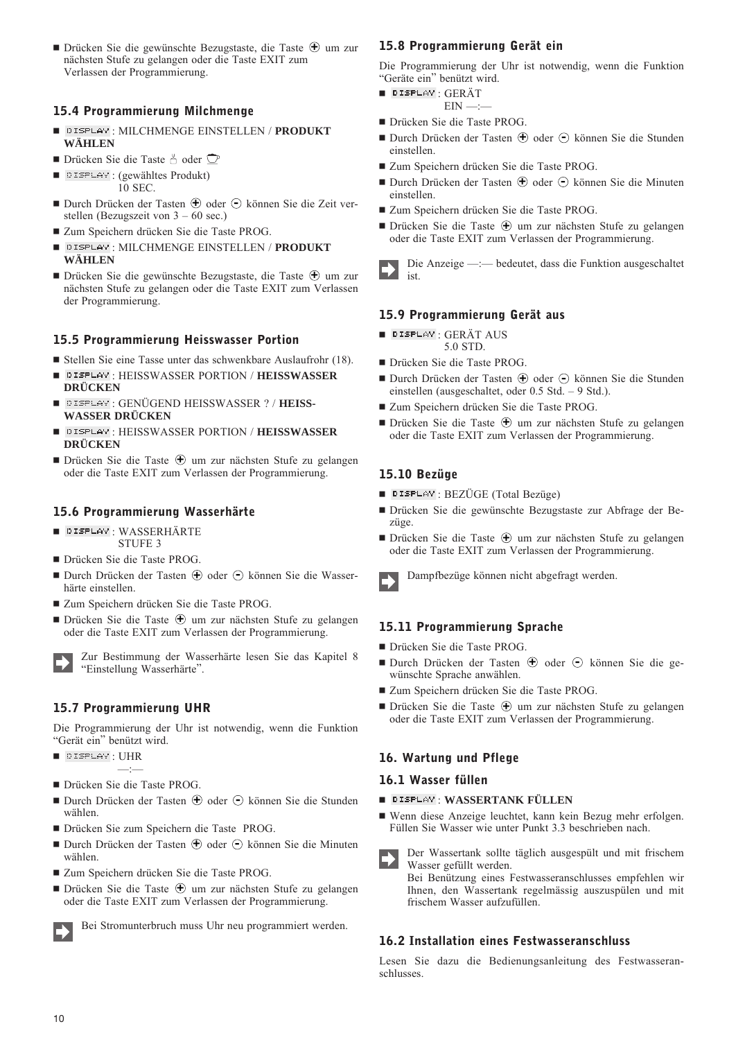- Drücken Sie die gewünschte Bezugstaste, die Taste ⊕ um zur nächsten Stufe zu gelangen oder die Taste EXIT zum Verlassen der Programmierung.

### 15.4 Programmierung Milchmenge

- DISPLAY : MILCHMENGE EINSTELLEN / **PRODUKT WÄHLEN**
- Drücken Sie die Taste oder
- DISPLAY : (gewähltes Produkt)
  10 SEC.
- Durch Drücken der Tasten ⊕ oder ⊖ können Sie die Zeit verstellen (Bezugszeit von 3 – 60 sec.)
- Zum Speichern drücken Sie die Taste PROG.
- DISPLAY : MILCHMENGE EINSTELLEN / **PRODUKT WÄHLEN**
- Drücken Sie die gewünschte Bezugstaste, die Taste ⊕ um zur nächsten Stufe zu gelangen oder die Taste EXIT zum Verlassen der Programmierung.

### 15.5 Programmierung Heisswasser Portion

- Stellen Sie eine Tasse unter das schwenkbare Auslaufrohr (18).
- DISPLAY : HEISSWASSER PORTION / **HEISSWASSER DRÜCKEN**
- DISPLAY : GENÜGEND HEISSWASSER ? / **HEISSWASSER DRÜCKEN**
- DISPLAY : HEISSWASSER PORTION / **HEISSWASSER DRÜCKEN**
- Drücken Sie die Taste ⊕ um zur nächsten Stufe zu gelangen oder die Taste EXIT zum Verlassen der Programmierung.

### 15.6 Programmierung Wasserhärte

- DISPLAY : WASSERHÄRTE
  STUFE 3
- Drücken Sie die Taste PROG.
- Durch Drücken der Tasten ⊕ oder ⊖ können Sie die Wasserhärte einstellen.
- Zum Speichern drücken Sie die Taste PROG.
- Drücken Sie die Taste ⊕ um zur nächsten Stufe zu gelangen oder die Taste EXIT zum Verlassen der Programmierung.

➡ Zur Bestimmung der Wasserhärte lesen Sie das Kapitel 8 "Einstellung Wasserhärte".

### 15.7 Programmierung UHR

Die Programmierung der Uhr ist notwendig, wenn die Funktion "Gerät ein" benützt wird.

- DISPLAY : UHR
  —:—
- Drücken Sie die Taste PROG.
- Durch Drücken der Tasten ⊕ oder ⊖ können Sie die Stunden wählen.
- Drücken Sie zum Speichern die Taste PROG.
- Durch Drücken der Tasten ⊕ oder ⊖ können Sie die Minuten wählen.
- Zum Speichern drücken Sie die Taste PROG.
- Drücken Sie die Taste ⊕ um zur nächsten Stufe zu gelangen oder die Taste EXIT zum Verlassen der Programmierung.

➡ Bei Stromunterbruch muss Uhr neu programmiert werden.

### 15.8 Programmierung Gerät ein

Die Programmierung der Uhr ist notwendig, wenn die Funktion "Geräte ein" benützt wird.

- DISPLAY : GERÄT
  EIN —:—
- Drücken Sie die Taste PROG.
- Durch Drücken der Tasten ⊕ oder ⊖ können Sie die Stunden einstellen.
- Zum Speichern drücken Sie die Taste PROG.
- Durch Drücken der Tasten ⊕ oder ⊖ können Sie die Minuten einstellen.
- Zum Speichern drücken Sie die Taste PROG.
- Drücken Sie die Taste ⊕ um zur nächsten Stufe zu gelangen oder die Taste EXIT zum Verlassen der Programmierung.

➡ Die Anzeige —:— bedeutet, dass die Funktion ausgeschaltet ist.

### 15.9 Programmierung Gerät aus

- DISPLAY : GERÄT AUS
  5.0 STD.
- Drücken Sie die Taste PROG.
- Durch Drücken der Tasten ⊕ oder ⊖ können Sie die Stunden einstellen (ausgeschaltet, oder 0.5 Std. – 9 Std.).
- Zum Speichern drücken Sie die Taste PROG.
- Drücken Sie die Taste ⊕ um zur nächsten Stufe zu gelangen oder die Taste EXIT zum Verlassen der Programmierung.

### 15.10 Bezüge

- DISPLAY : BEZÜGE (Total Bezüge)
- Drücken Sie die gewünschte Bezugstaste zur Abfrage der Bezüge.
- Drücken Sie die Taste ⊕ um zur nächsten Stufe zu gelangen oder die Taste EXIT zum Verlassen der Programmierung.

➡ Dampfbezüge können nicht abgefragt werden.

### 15.11 Programmierung Sprache

- Drücken Sie die Taste PROG.
- Durch Drücken der Tasten ⊕ oder ⊖ können Sie die gewünschte Sprache anwählen.
- Zum Speichern drücken Sie die Taste PROG.
- Drücken Sie die Taste ⊕ um zur nächsten Stufe zu gelangen oder die Taste EXIT zum Verlassen der Programmierung.

## 16. Wartung und Pflege

### 16.1 Wasser füllen

- DISPLAY : **WASSERTANK FÜLLEN**
- Wenn diese Anzeige leuchtet, kann kein Bezug mehr erfolgen. Füllen Sie Wasser wie unter Punkt 3.3 beschrieben nach.

➡ Der Wassertank sollte täglich ausgespült und mit frischem Wasser gefüllt werden.
Bei Benützung eines Festwasseranschlusses empfehlen wir Ihnen, den Wassertank regelmässig auszuspülen und mit frischem Wasser aufzufüllen.

### 16.2 Installation eines Festwasseranschluss

Lesen Sie dazu die Bedienungsanleitung des Festwasseranschlusses.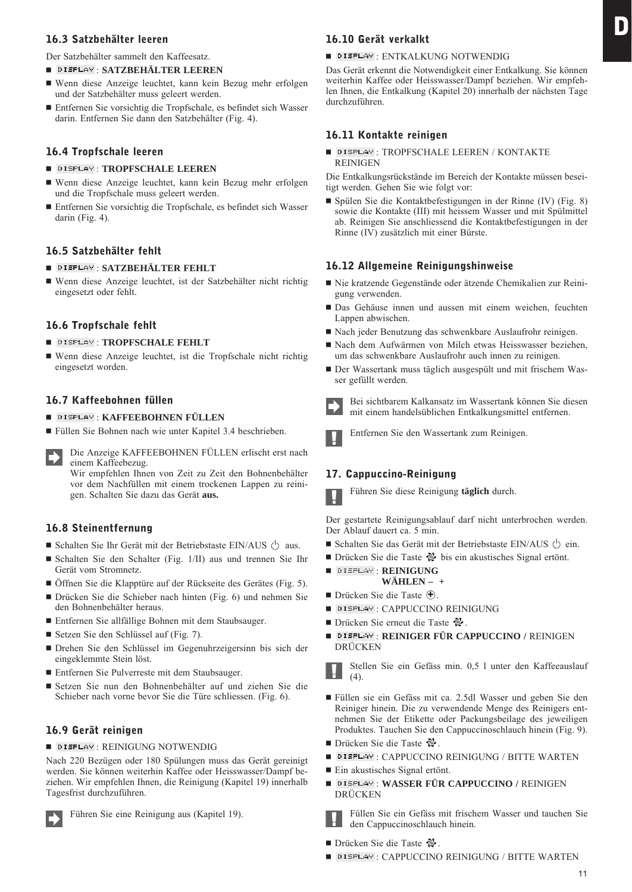### 16.3 Satzbehälter leeren

Der Satzbehälter sammelt den Kaffeesatz.

- DISPLAY : **SATZBEHÄLTER LEEREN**
- Wenn diese Anzeige leuchtet, kann kein Bezug mehr erfolgen und der Satzbehälter muss geleert werden.
- Entfernen Sie vorsichtig die Tropfschale, es befindet sich Wasser darin. Entfernen Sie dann den Satzbehälter (Fig. 4).

### 16.4 Tropfschale leeren

- DISPLAY : **TROPFSCHALE LEEREN**
- Wenn diese Anzeige leuchtet, kann kein Bezug mehr erfolgen und die Tropfschale muss geleert werden.
- Entfernen Sie vorsichtig die Tropfschale, es befindet sich Wasser darin (Fig. 4).

### 16.5 Satzbehälter fehlt

- DISPLAY : **SATZBEHÄLTER FEHLT**
- Wenn diese Anzeige leuchtet, ist der Satzbehälter nicht richtig eingesetzt oder fehlt.

### 16.6 Tropfschale fehlt

- DISPLAY : **TROPFSCHALE FEHLT**
- Wenn diese Anzeige leuchtet, ist die Tropfschale nicht richtig eingesetzt worden.

### 16.7 Kaffeebohnen füllen

- DISPLAY : **KAFFEEBOHNEN FÜLLEN**
- Füllen Sie Bohnen nach wie unter Kapitel 3.4 beschrieben.

Die Anzeige KAFFEEBOHNEN FÜLLEN erlischt erst nach einem Kaffeebezug.
Wir empfehlen Ihnen von Zeit zu Zeit den Bohnenbehälter vor dem Nachfüllen mit einem trockenen Lappen zu reinigen. Schalten Sie dazu das Gerät **aus.**

### 16.8 Steinentfernung

- Schalten Sie Ihr Gerät mit der Betriebstaste EIN/AUS ⏻ aus.
- Schalten Sie den Schalter (Fig. 1/II) aus und trennen Sie Ihr Gerät vom Stromnetz.
- Öffnen Sie die Klapptüre auf der Rückseite des Gerätes (Fig. 5).
- Drücken Sie die Schieber nach hinten (Fig. 6) und nehmen Sie den Bohnenbehälter heraus.
- Entfernen Sie allfällige Bohnen mit dem Staubsauger.
- Setzen Sie den Schlüssel auf (Fig. 7).
- Drehen Sie den Schlüssel im Gegenuhrzeigersinn bis sich der eingeklemmte Stein löst.
- Entfernen Sie Pulverreste mit dem Staubsauger.
- Setzen Sie nun den Bohnenbehälter auf und ziehen Sie die Schieber nach vorne bevor Sie die Türe schliessen. (Fig. 6).

### 16.9 Gerät reinigen

- DISPLAY : REINIGUNG NOTWENDIG

Nach 220 Bezügen oder 180 Spülungen muss das Gerät gereinigt werden. Sie können weiterhin Kaffee oder Heisswasser/Dampf beziehen. Wir empfehlen Ihnen, die Reinigung (Kapitel 19) innerhalb Tagesfrist durchzuführen.

Führen Sie eine Reinigung aus (Kapitel 19).

### 16.10 Gerät verkalkt

- DISPLAY : ENTKALKUNG NOTWENDIG

Das Gerät erkennt die Notwendigkeit einer Entkalkung. Sie können weiterhin Kaffee oder Heisswasser/Dampf beziehen. Wir empfehlen Ihnen, die Entkalkung (Kapitel 20) innerhalb der nächsten Tage durchzuführen.

### 16.11 Kontakte reinigen

- DISPLAY : TROPFSCHALE LEEREN / KONTAKTE REINIGEN

Die Entkalkungsrückstände im Bereich der Kontakte müssen beseitigt werden. Gehen Sie wie folgt vor:

- Spülen Sie die Kontaktbefestigungen in der Rinne (IV) (Fig. 8) sowie die Kontakte (III) mit heissem Wasser und mit Spülmittel ab. Reinigen Sie anschliessend die Kontaktbefestigungen in der Rinne (IV) zusätzlich mit einer Bürste.

### 16.12 Allgemeine Reinigungshinweise

- Nie kratzende Gegenstände oder ätzende Chemikalien zur Reinigung verwenden.
- Das Gehäuse innen und aussen mit einem weichen, feuchten Lappen abwischen.
- Nach jeder Benutzung das schwenkbare Auslaufrohr reinigen.
- Nach dem Aufwärmen von Milch etwas Heisswasser beziehen, um das schwenkbare Auslaufrohr auch innen zu reinigen.
- Der Wassertank muss täglich ausgespült und mit frischem Wasser gefüllt werden.

Bei sichtbarem Kalkansatz im Wassertank können Sie diesen mit einem handelsüblichen Entkalkungsmittel entfernen.

Entfernen Sie den Wassertank zum Reinigen.

## 17. Cappuccino-Reinigung

Führen Sie diese Reinigung **täglich** durch.

Der gestartete Reinigungsablauf darf nicht unterbrochen werden. Der Ablauf dauert ca. 5 min.

- Schalten Sie das Gerät mit der Betriebstaste EIN/AUS ⏻ ein.
- Drücken Sie die Taste bis ein akustisches Signal ertönt.
- DISPLAY : **REINIGUNG WÄHLEN – +**
- Drücken Sie die Taste ⊕.
- DISPLAY : CAPPUCCINO REINIGUNG
- Drücken Sie erneut die Taste .
- DISPLAY : **REINIGER FÜR CAPPUCCINO /** REINIGEN DRÜCKEN

Stellen Sie ein Gefäss min. 0,5 l unter den Kaffeeauslauf (4).

- Füllen sie ein Gefäss mit ca. 2.5dl Wasser und geben Sie den Reiniger hinein. Die zu verwendende Menge des Reinigers entnehmen Sie der Etikette oder Packungsbeilage des jeweiligen Produktes. Tauchen Sie den Cappuccinoschlauch hinein (Fig. 9).
- Drücken Sie die Taste .
- DISPLAY : CAPPUCCINO REINIGUNG / BITTE WARTEN
- Ein akustisches Signal ertönt.
- DISPLAY : **WASSER FÜR CAPPUCCINO /** REINIGEN DRÜCKEN

Füllen Sie ein Gefäss mit frischem Wasser und tauchen Sie den Cappuccinoschlauch hinein.

- Drücken Sie die Taste .
- DISPLAY : CAPPUCCINO REINIGUNG / BITTE WARTEN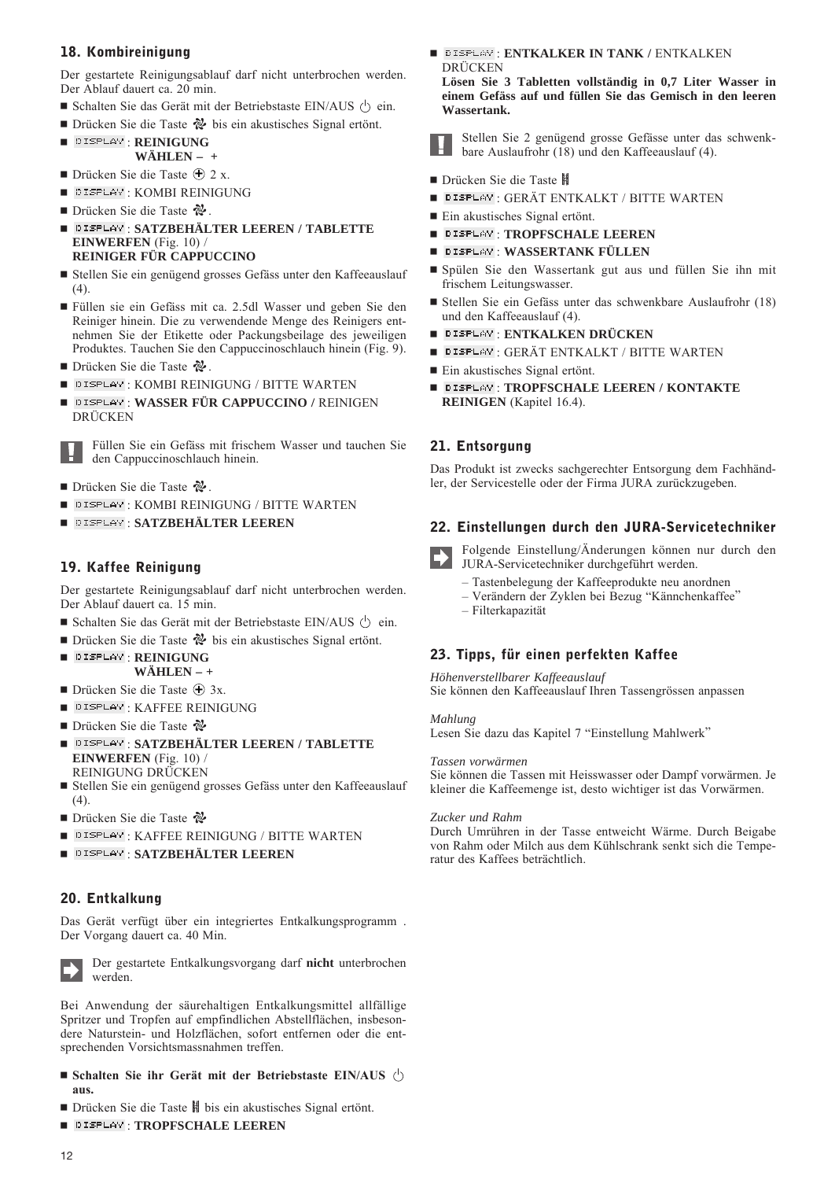## 18. Kombireinigung

Der gestartete Reinigungsablauf darf nicht unterbrochen werden. Der Ablauf dauert ca. 20 min.

- Schalten Sie das Gerät mit der Betriebstaste EIN/AUS ⏻ ein.
- Drücken Sie die Taste bis ein akustisches Signal ertönt.
- DISPLAY : **REINIGUNG WÄHLEN – +**
- Drücken Sie die Taste ⊕ 2 x.
- DISPLAY : KOMBI REINIGUNG
- Drücken Sie die Taste .
- DISPLAY : **SATZBEHÄLTER LEEREN / TABLETTE EINWERFEN** (Fig. 10) / **REINIGER FÜR CAPPUCCINO**
- Stellen Sie ein genügend grosses Gefäss unter den Kaffeeauslauf (4).
- Füllen sie ein Gefäss mit ca. 2.5dl Wasser und geben Sie den Reiniger hinein. Die zu verwendende Menge des Reinigers entnehmen Sie der Etikette oder Packungsbeilage des jeweiligen Produktes. Tauchen Sie den Cappuccinoschlauch hinein (Fig. 9).
- Drücken Sie die Taste .
- DISPLAY : KOMBI REINIGUNG / BITTE WARTEN
- DISPLAY : **WASSER FÜR CAPPUCCINO /** REINIGEN DRÜCKEN

Füllen Sie ein Gefäss mit frischem Wasser und tauchen Sie den Cappuccinoschlauch hinein.

- Drücken Sie die Taste .
- DISPLAY : KOMBI REINIGUNG / BITTE WARTEN
- DISPLAY : **SATZBEHÄLTER LEEREN**

## 19. Kaffee Reinigung

Der gestartete Reinigungsablauf darf nicht unterbrochen werden. Der Ablauf dauert ca. 15 min.

- Schalten Sie das Gerät mit der Betriebstaste EIN/AUS ⏻ ein.
- Drücken Sie die Taste bis ein akustisches Signal ertönt.
- DISPLAY : **REINIGUNG WÄHLEN – +**
- Drücken Sie die Taste ⊕ 3x.
- DISPLAY : KAFFEE REINIGUNG
- Drücken Sie die Taste
- DISPLAY : **SATZBEHÄLTER LEEREN / TABLETTE EINWERFEN** (Fig. 10) / REINIGUNG DRÜCKEN
- Stellen Sie ein genügend grosses Gefäss unter den Kaffeeauslauf (4).
- Drücken Sie die Taste
- DISPLAY : KAFFEE REINIGUNG / BITTE WARTEN
- DISPLAY : **SATZBEHÄLTER LEEREN**

## 20. Entkalkung

Das Gerät verfügt über ein integriertes Entkalkungsprogramm . Der Vorgang dauert ca. 40 Min.

Der gestartete Entkalkungsvorgang darf **nicht** unterbrochen werden.

Bei Anwendung der säurehaltigen Entkalkungsmittel allfällige Spritzer und Tropfen auf empfindlichen Abstellflächen, insbesondere Naturstein- und Holzflächen, sofort entfernen oder die entsprechenden Vorsichtsmassnahmen treffen.

- **Schalten Sie ihr Gerät mit der Betriebstaste EIN/AUS ⏻ aus.**
- Drücken Sie die Taste bis ein akustisches Signal ertönt.
- DISPLAY : **TROPFSCHALE LEEREN**
- DISPLAY : **ENTKALKER IN TANK /** ENTKALKEN DRÜCKEN
  **Lösen Sie 3 Tabletten vollständig in 0,7 Liter Wasser in einem Gefäss auf und füllen Sie das Gemisch in den leeren Wassertank.**

Stellen Sie 2 genügend grosse Gefässe unter das schwenkbare Auslaufrohr (18) und den Kaffeeauslauf (4).

- Drücken Sie die Taste
- DISPLAY : GERÄT ENTKALKT / BITTE WARTEN
- Ein akustisches Signal ertönt.
- DISPLAY : **TROPFSCHALE LEEREN**
- DISPLAY : **WASSERTANK FÜLLEN**
- Spülen Sie den Wassertank gut aus und füllen Sie ihn mit frischem Leitungswasser.
- Stellen Sie ein Gefäss unter das schwenkbare Auslaufrohr (18) und den Kaffeeauslauf (4).
- DISPLAY : **ENTKALKEN DRÜCKEN**
- DISPLAY : GERÄT ENTKALKT / BITTE WARTEN
- Ein akustisches Signal ertönt.
- DISPLAY : **TROPFSCHALE LEEREN / KONTAKTE REINIGEN** (Kapitel 16.4).

## 21. Entsorgung

Das Produkt ist zwecks sachgerechter Entsorgung dem Fachhändler, der Servicestelle oder der Firma JURA zurückzugeben.

## 22. Einstellungen durch den JURA-Servicetechniker

Folgende Einstellung/Änderungen können nur durch den JURA-Servicetechniker durchgeführt werden.

- Tastenbelegung der Kaffeeprodukte neu anordnen
- Verändern der Zyklen bei Bezug "Kännchenkaffee"
- Filterkapazität

## 23. Tipps, für einen perfekten Kaffee

*Höhenverstellbarer Kaffeeauslauf*
Sie können den Kaffeeauslauf Ihren Tassengrössen anpassen

*Mahlung*
Lesen Sie dazu das Kapitel 7 "Einstellung Mahlwerk"

*Tassen vorwärmen*
Sie können die Tassen mit Heisswasser oder Dampf vorwärmen. Je kleiner die Kaffeemenge ist, desto wichtiger ist das Vorwärmen.

*Zucker und Rahm*
Durch Umrühren in der Tasse entweicht Wärme. Durch Beigabe von Rahm oder Milch aus dem Kühlschrank senkt sich die Temperatur des Kaffees beträchtlich.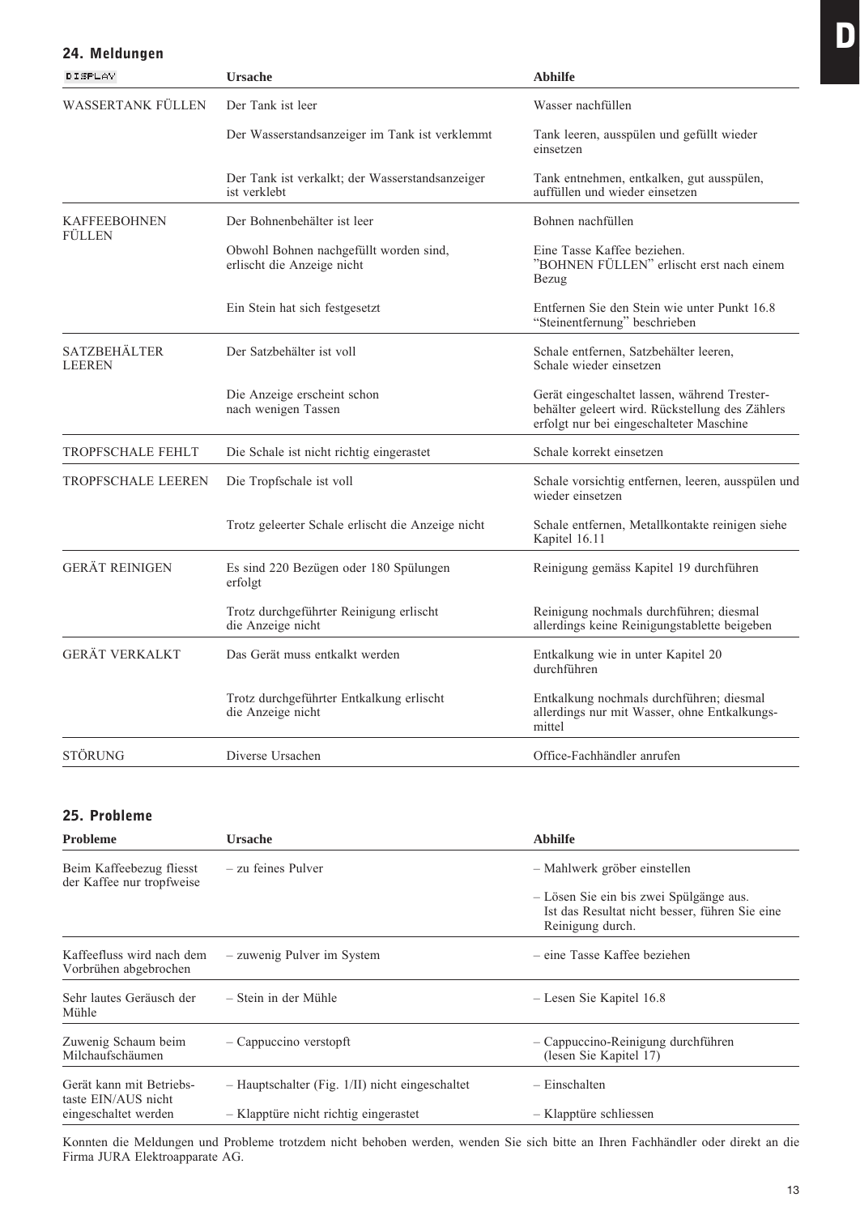## 24. Meldungen

| DISPLAY | Ursache | Abhilfe |
|---|---|---|
| WASSERTANK FÜLLEN | Der Tank ist leer | Wasser nachfüllen |
| | Der Wasserstandsanzeiger im Tank ist verklemmt | Tank leeren, ausspülen und gefüllt wieder einsetzen |
| | Der Tank ist verkalkt; der Wasserstandsanzeiger ist verklebt | Tank entnehmen, entkalken, gut ausspülen, auffüllen und wieder einsetzen |
| KAFFEEBOHNEN FÜLLEN | Der Bohnenbehälter ist leer | Bohnen nachfüllen |
| | Obwohl Bohnen nachgefüllt worden sind, erlischt die Anzeige nicht | Eine Tasse Kaffee beziehen. "BOHNEN FÜLLEN" erlischt erst nach einem Bezug |
| | Ein Stein hat sich festgesetzt | Entfernen Sie den Stein wie unter Punkt 16.8 "Steinentfernung" beschrieben |
| SATZBEHÄLTER LEEREN | Der Satzbehälter ist voll | Schale entfernen, Satzbehälter leeren, Schale wieder einsetzen |
| | Die Anzeige erscheint schon nach wenigen Tassen | Gerät eingeschaltet lassen, während Tresterbehälter geleert wird. Rückstellung des Zählers erfolgt nur bei eingeschalteter Maschine |
| TROPFSCHALE FEHLT | Die Schale ist nicht richtig eingerastet | Schale korrekt einsetzen |
| TROPFSCHALE LEEREN | Die Tropfschale ist voll | Schale vorsichtig entfernen, leeren, ausspülen und wieder einsetzen |
| | Trotz geleerter Schale erlischt die Anzeige nicht | Schale entfernen, Metallkontakte reinigen siehe Kapitel 16.11 |
| GERÄT REINIGEN | Es sind 220 Bezügen oder 180 Spülungen erfolgt | Reinigung gemäss Kapitel 19 durchführen |
| | Trotz durchgeführter Reinigung erlischt die Anzeige nicht | Reinigung nochmals durchführen; diesmal allerdings keine Reinigungstablette beigeben |
| GERÄT VERKALKT | Das Gerät muss entkalkt werden | Entkalkung wie in unter Kapitel 20 durchführen |
| | Trotz durchgeführter Entkalkung erlischt die Anzeige nicht | Entkalkung nochmals durchführen; diesmal allerdings nur mit Wasser, ohne Entkalkungsmittel |
| STÖRUNG | Diverse Ursachen | Office-Fachhändler anrufen |

## 25. Probleme

| Probleme | Ursache | Abhilfe |
|---|---|---|
| Beim Kaffeebezug fliesst der Kaffee nur tropfweise | – zu feines Pulver | – Mahlwerk gröber einstellen<br>– Lösen Sie ein bis zwei Spülgänge aus. Ist das Resultat nicht besser, führen Sie eine Reinigung durch. |
| Kaffeefluss wird nach dem Vorbrühen abgebrochen | – zuwenig Pulver im System | – eine Tasse Kaffee beziehen |
| Sehr lautes Geräusch der Mühle | – Stein in der Mühle | – Lesen Sie Kapitel 16.8 |
| Zuwenig Schaum beim Milchaufschäumen | – Cappuccino verstopft | – Cappuccino-Reinigung durchführen (lesen Sie Kapitel 17) |
| Gerät kann mit Betriebstaste EIN/AUS nicht eingeschaltet werden | – Hauptschalter (Fig. 1/II) nicht eingeschaltet | – Einschalten |
| | – Klapptüre nicht richtig eingerastet | – Klapptüre schliessen |

Konnten die Meldungen und Probleme trotzdem nicht behoben werden, wenden Sie sich bitte an Ihren Fachhändler oder direkt an die Firma JURA Elektroapparate AG.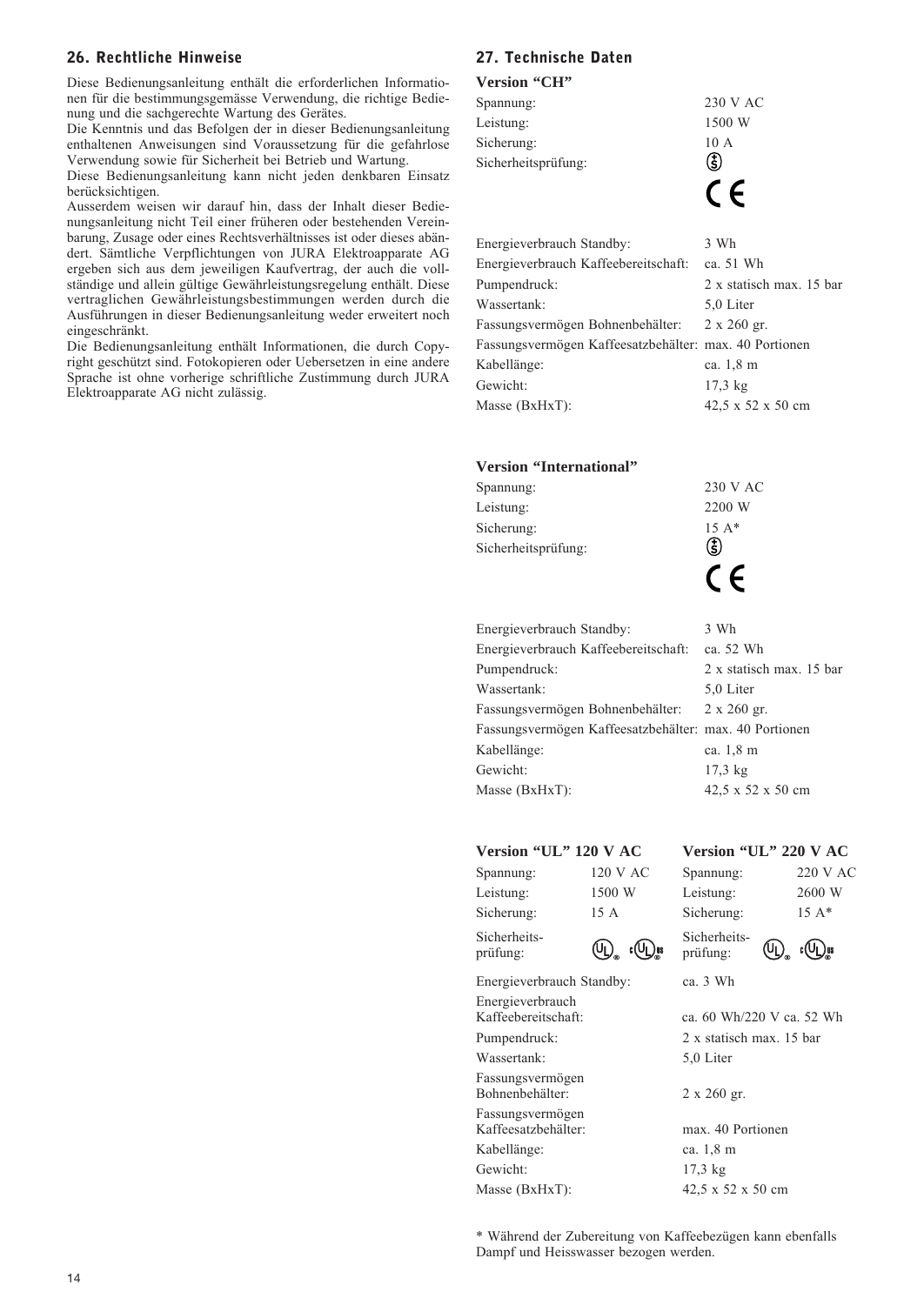## 26. Rechtliche Hinweise

Diese Bedienungsanleitung enthält die erforderlichen Informationen für die bestimmungsgemässe Verwendung, die richtige Bedienung und die sachgerechte Wartung des Gerätes.

Die Kenntnis und das Befolgen der in dieser Bedienungsanleitung enthaltenen Anweisungen sind Voraussetzung für die gefahrlose Verwendung sowie für Sicherheit bei Betrieb und Wartung.

Diese Bedienungsanleitung kann nicht jeden denkbaren Einsatz berücksichtigen.

Ausserdem weisen wir darauf hin, dass der Inhalt dieser Bedienungsanleitung nicht Teil einer früheren oder bestehenden Vereinbarung, Zusage oder eines Rechtsverhältnisses ist oder dieses abändert. Sämtliche Verpflichtungen von JURA Elektroapparate AG ergeben sich aus dem jeweiligen Kaufvertrag, der auch die vollständige und allein gültige Gewährleistungsregelung enthält. Diese vertraglichen Gewährleistungsbestimmungen werden durch die Ausführungen in dieser Bedienungsanleitung weder erweitert noch eingeschränkt.

Die Bedienungsanleitung enthält Informationen, die durch Copyright geschützt sind. Fotokopieren oder Uebersetzen in eine andere Sprache ist ohne vorherige schriftliche Zustimmung durch JURA Elektroapparate AG nicht zulässig.

## 27. Technische Daten

**Version "CH"**

| | |
|---|---|
| Spannung: | 230 V AC |
| Leistung: | 1500 W |
| Sicherung: | 10 A |
| Sicherheitsprüfung: | (S) CE |
| Energieverbrauch Standby: | 3 Wh |
| Energieverbrauch Kaffeebereitschaft: | ca. 51 Wh |
| Pumpendruck: | 2 x statisch max. 15 bar |
| Wassertank: | 5,0 Liter |
| Fassungsvermögen Bohnenbehälter: | 2 x 260 gr. |
| Fassungsvermögen Kaffeesatzbehälter: | max. 40 Portionen |
| Kabellänge: | ca. 1,8 m |
| Gewicht: | 17,3 kg |
| Masse (BxHxT): | 42,5 x 52 x 50 cm |

**Version "International"**

| | |
|---|---|
| Spannung: | 230 V AC |
| Leistung: | 2200 W |
| Sicherung: | 15 A* |
| Sicherheitsprüfung: | (S) CE |
| Energieverbrauch Standby: | 3 Wh |
| Energieverbrauch Kaffeebereitschaft: | ca. 52 Wh |
| Pumpendruck: | 2 x statisch max. 15 bar |
| Wassertank: | 5,0 Liter |
| Fassungsvermögen Bohnenbehälter: | 2 x 260 gr. |
| Fassungsvermögen Kaffeesatzbehälter: | max. 40 Portionen |
| Kabellänge: | ca. 1,8 m |
| Gewicht: | 17,3 kg |
| Masse (BxHxT): | 42,5 x 52 x 50 cm |

| Version "UL" 120 V AC | | Version "UL" 220 V AC | |
|---|---|---|---|
| Spannung: | 120 V AC | Spannung: | 220 V AC |
| Leistung: | 1500 W | Leistung: | 2600 W |
| Sicherung: | 15 A | Sicherung: | 15 A* |
| Sicherheitsprüfung: | UL, cULus | Sicherheitsprüfung: | UL, cULus |

| | |
|---|---|
| Energieverbrauch Standby: | ca. 3 Wh |
| Energieverbrauch Kaffeebereitschaft: | ca. 60 Wh/220 V ca. 52 Wh |
| Pumpendruck: | 2 x statisch max. 15 bar |
| Wassertank: | 5,0 Liter |
| Fassungsvermögen Bohnenbehälter: | 2 x 260 gr. |
| Fassungsvermögen Kaffeesatzbehälter: | max. 40 Portionen |
| Kabellänge: | ca. 1,8 m |
| Gewicht: | 17,3 kg |
| Masse (BxHxT): | 42,5 x 52 x 50 cm |

\* Während der Zubereitung von Kaffeebezügen kann ebenfalls Dampf und Heisswasser bezogen werden.